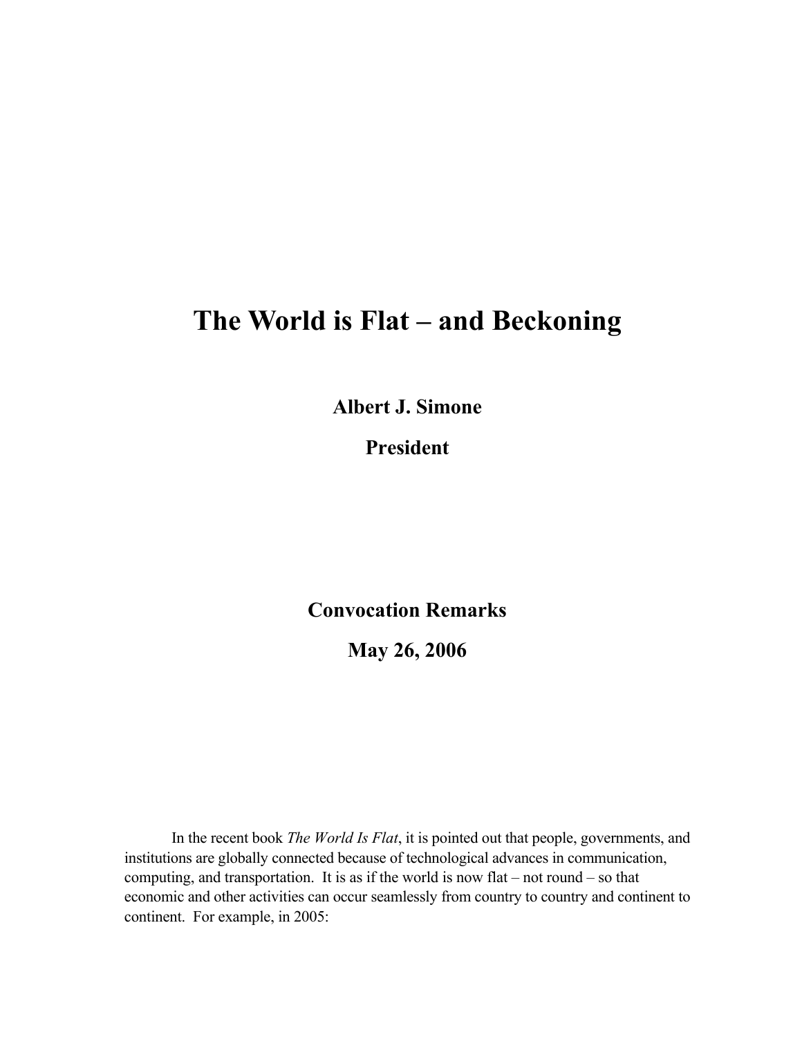# The World is Flat – and Beckoning

**Albert J. Simone**

**President**

**Convocation Remarks**

**May 26, 2006**

In the recent book *The World Is Flat*, it is pointed out that people, governments, and institutions are globally connected because of technological advances in communication, computing, and transportation. It is as if the world is now flat – not round – so that economic and other activities can occur seamlessly from country to country and continent to continent. For example, in 2005: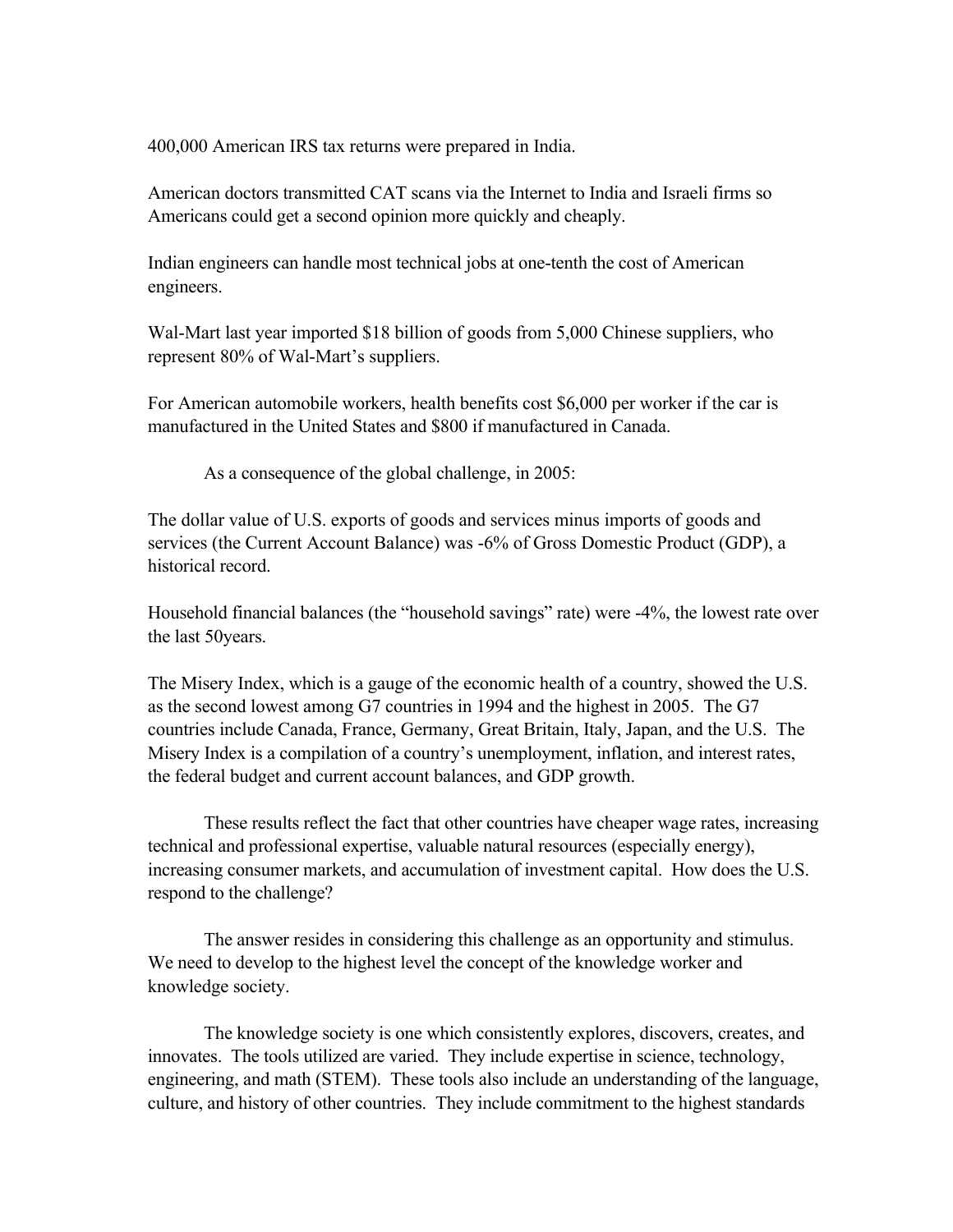400,000 American IRS tax returns were prepared in India.

American doctors transmitted CAT scans via the Internet to India and Israeli firms so Americans could get a second opinion more quickly and cheaply.

Indian engineers can handle most technical jobs at one-tenth the cost of American engineers.

Wal-Mart last year imported $18 billion of goods from 5,000 Chinese suppliers, who represent 80% of Wal-Mart's suppliers.

For American automobile workers, health benefits cost $6,000 per worker if the car is manufactured in the United States and $800 if manufactured in Canada.

As a consequence of the global challenge, in 2005:

The dollar value of U.S. exports of goods and services minus imports of goods and services (the Current Account Balance) was -6% of Gross Domestic Product (GDP), a historical record.

Household financial balances (the "household savings" rate) were -4%, the lowest rate over the last 50years.

The Misery Index, which is a gauge of the economic health of a country, showed the U.S. as the second lowest among G7 countries in 1994 and the highest in 2005. The G7 countries include Canada, France, Germany, Great Britain, Italy, Japan, and the U.S. The Misery Index is a compilation of a country's unemployment, inflation, and interest rates, the federal budget and current account balances, and GDP growth.

These results reflect the fact that other countries have cheaper wage rates, increasing technical and professional expertise, valuable natural resources (especially energy), increasing consumer markets, and accumulation of investment capital. How does the U.S. respond to the challenge?

The answer resides in considering this challenge as an opportunity and stimulus. We need to develop to the highest level the concept of the knowledge worker and knowledge society.

The knowledge society is one which consistently explores, discovers, creates, and innovates. The tools utilized are varied. They include expertise in science, technology, engineering, and math (STEM). These tools also include an understanding of the language, culture, and history of other countries. They include commitment to the highest standards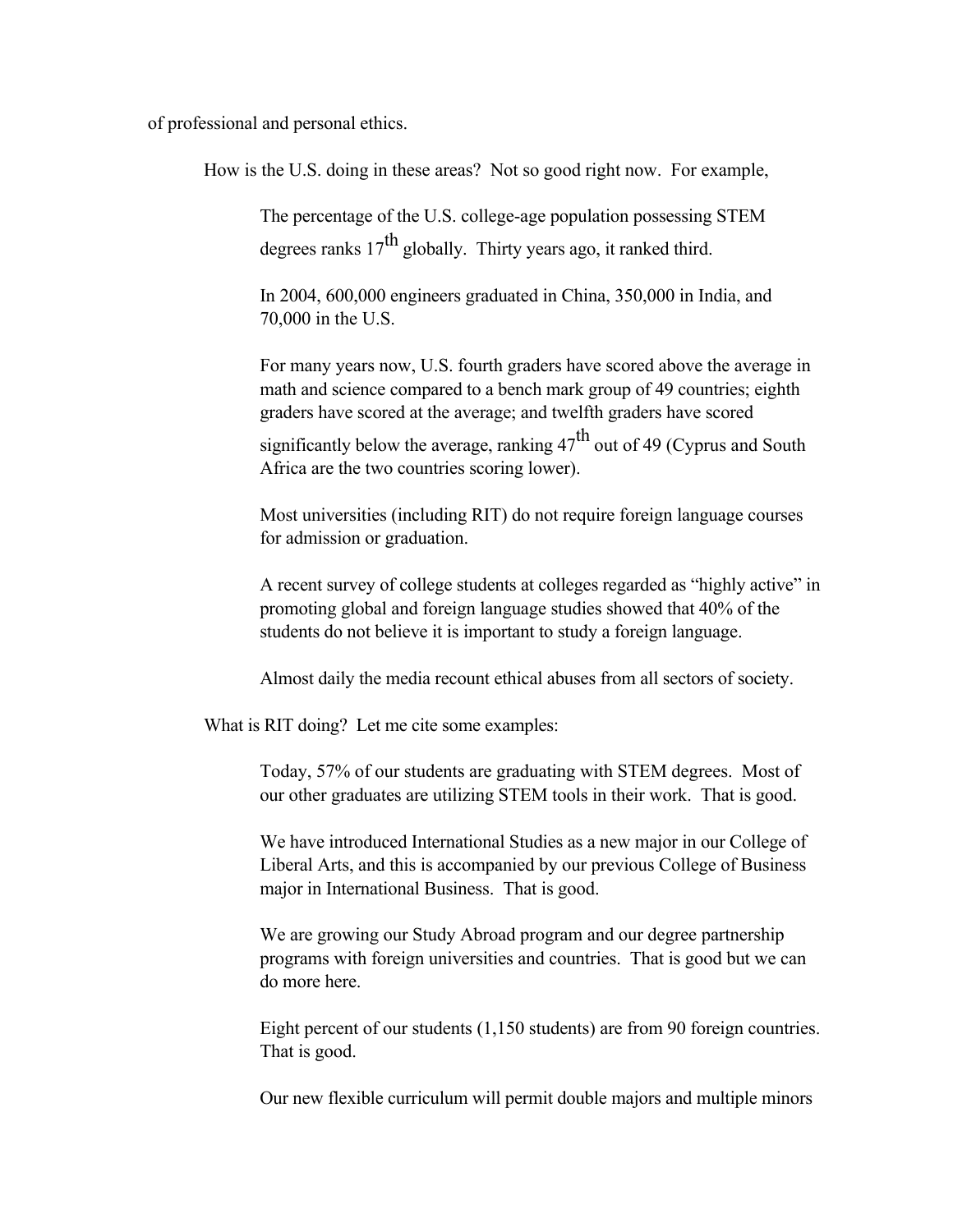of professional and personal ethics.

How is the U.S. doing in these areas? Not so good right now. For example,

> The percentage of the U.S. college-age population possessing STEM degrees ranks 17th globally. Thirty years ago, it ranked third.
>
> In 2004, 600,000 engineers graduated in China, 350,000 in India, and 70,000 in the U.S.
>
> For many years now, U.S. fourth graders have scored above the average in math and science compared to a bench mark group of 49 countries; eighth graders have scored at the average; and twelfth graders have scored significantly below the average, ranking 47th out of 49 (Cyprus and South Africa are the two countries scoring lower).
>
> Most universities (including RIT) do not require foreign language courses for admission or graduation.
>
> A recent survey of college students at colleges regarded as "highly active" in promoting global and foreign language studies showed that 40% of the students do not believe it is important to study a foreign language.
>
> Almost daily the media recount ethical abuses from all sectors of society.

What is RIT doing? Let me cite some examples:

> Today, 57% of our students are graduating with STEM degrees. Most of our other graduates are utilizing STEM tools in their work. That is good.
>
> We have introduced International Studies as a new major in our College of Liberal Arts, and this is accompanied by our previous College of Business major in International Business. That is good.
>
> We are growing our Study Abroad program and our degree partnership programs with foreign universities and countries. That is good but we can do more here.
>
> Eight percent of our students (1,150 students) are from 90 foreign countries. That is good.
>
> Our new flexible curriculum will permit double majors and multiple minors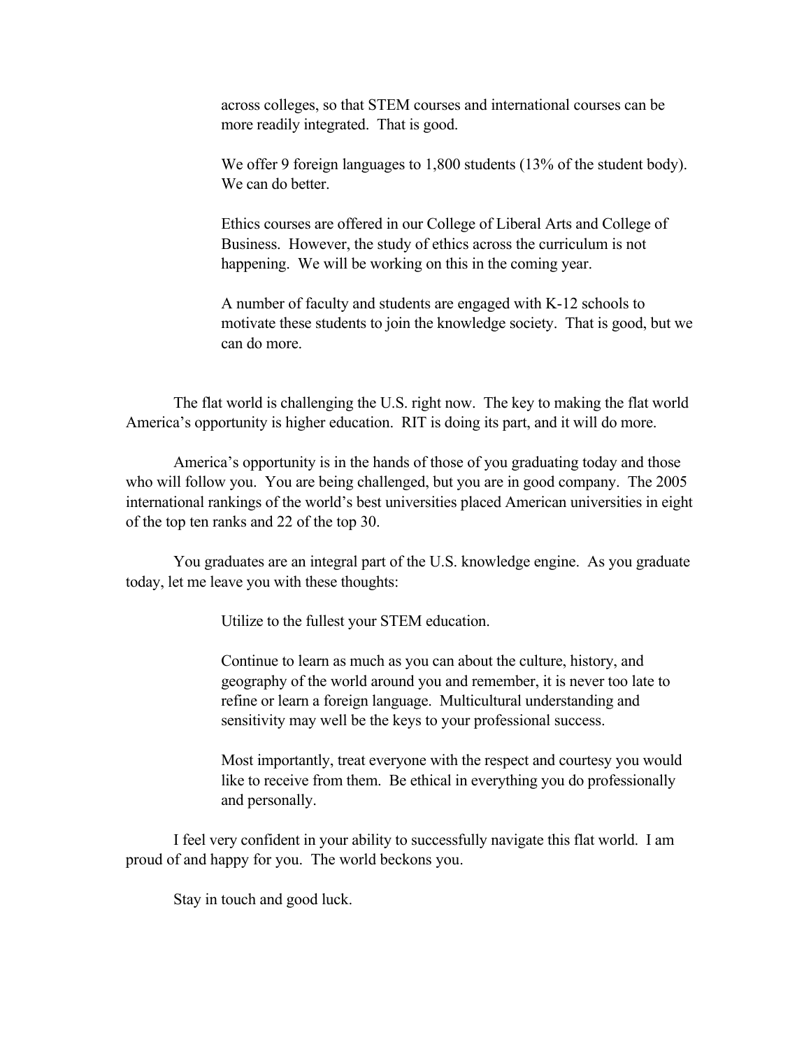across colleges, so that STEM courses and international courses can be more readily integrated. That is good.

> We offer 9 foreign languages to 1,800 students (13% of the student body). We can do better.
>
> Ethics courses are offered in our College of Liberal Arts and College of Business. However, the study of ethics across the curriculum is not happening. We will be working on this in the coming year.
>
> A number of faculty and students are engaged with K-12 schools to motivate these students to join the knowledge society. That is good, but we can do more.

The flat world is challenging the U.S. right now. The key to making the flat world America's opportunity is higher education. RIT is doing its part, and it will do more.

America's opportunity is in the hands of those of you graduating today and those who will follow you. You are being challenged, but you are in good company. The 2005 international rankings of the world's best universities placed American universities in eight of the top ten ranks and 22 of the top 30.

You graduates are an integral part of the U.S. knowledge engine. As you graduate today, let me leave you with these thoughts:

> Utilize to the fullest your STEM education.
>
> Continue to learn as much as you can about the culture, history, and geography of the world around you and remember, it is never too late to refine or learn a foreign language. Multicultural understanding and sensitivity may well be the keys to your professional success.
>
> Most importantly, treat everyone with the respect and courtesy you would like to receive from them. Be ethical in everything you do professionally and personally.

I feel very confident in your ability to successfully navigate this flat world. I am proud of and happy for you. The world beckons you.

Stay in touch and good luck.